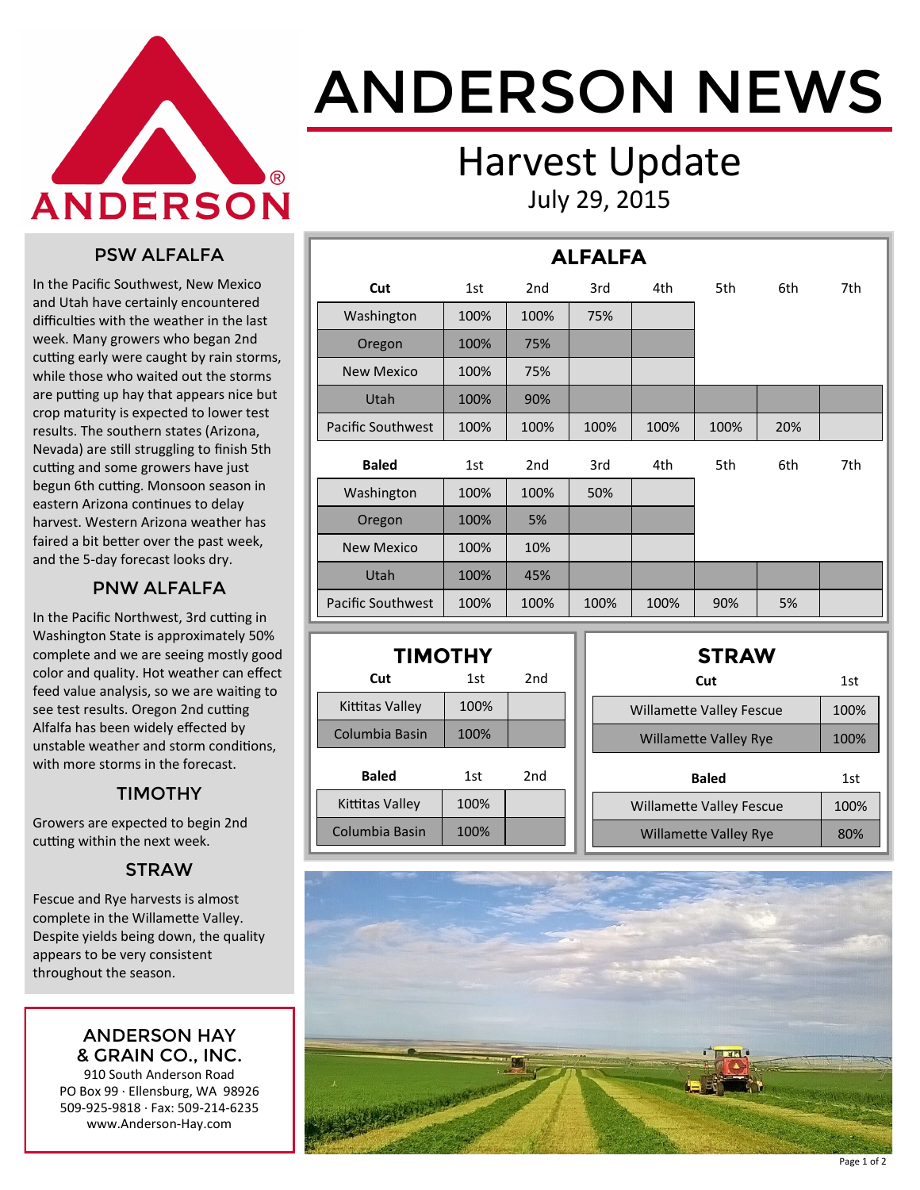# ANDERSON NEWS

## Harvest Update

July 29, 2015

### PSW ALFALFA

In the Pacific Southwest, New Mexico and Utah have certainly encountered difficulties with the weather in the last week. Many growers who began 2nd cutting early were caught by rain storms, while those who waited out the storms are putting up hay that appears nice but crop maturity is expected to lower test results. The southern states (Arizona, Nevada) are still struggling to finish 5th cutting and some growers have just begun 6th cutting. Monsoon season in eastern Arizona continues to delay harvest. Western Arizona weather has faired a bit better over the past week, and the 5-day forecast looks dry.

### PNW ALFALFA

In the Pacific Northwest, 3rd cutting in Washington State is approximately 50% complete and we are seeing mostly good color and quality. Hot weather can effect feed value analysis, so we are waiting to see test results. Oregon 2nd cutting Alfalfa has been widely effected by unstable weather and storm conditions, with more storms in the forecast.

### TIMOTHY

Growers are expected to begin 2nd cutting within the next week.

### STRAW

Fescue and Rye harvests is almost complete in the Willamette Valley. Despite yields being down, the quality appears to be very consistent throughout the season.

### ALFALFA

| **Cut** | 1st | 2nd | 3rd | 4th | 5th | 6th | 7th |
|---|---|---|---|---|---|---|---|
| Washington | 100% | 100% | 75% | | | | |
| Oregon | 100% | 75% | | | | | |
| New Mexico | 100% | 75% | | | | | |
| Utah | 100% | 90% | | | | | |
| Pacific Southwest | 100% | 100% | 100% | 100% | 100% | 20% | |

| **Baled** | 1st | 2nd | 3rd | 4th | 5th | 6th | 7th |
|---|---|---|---|---|---|---|---|
| Washington | 100% | 100% | 50% | | | | |
| Oregon | 100% | 5% | | | | | |
| New Mexico | 100% | 10% | | | | | |
| Utah | 100% | 45% | | | | | |
| Pacific Southwest | 100% | 100% | 100% | 100% | 90% | 5% | |

### TIMOTHY

| **Cut** | 1st | 2nd |
|---|---|---|
| Kittitas Valley | 100% | |
| Columbia Basin | 100% | |

| **Baled** | 1st | 2nd |
|---|---|---|
| Kittitas Valley | 100% | |
| Columbia Basin | 100% | |

### STRAW

| **Cut** | 1st |
|---|---|
| Willamette Valley Fescue | 100% |
| Willamette Valley Rye | 100% |

| **Baled** | 1st |
|---|---|
| Willamette Valley Fescue | 100% |
| Willamette Valley Rye | 80% |

**ANDERSON HAY & GRAIN CO., INC.**
910 South Anderson Road
PO Box 99 · Ellensburg, WA 98926
509-925-9818 · Fax: 509-214-6235
www.Anderson-Hay.com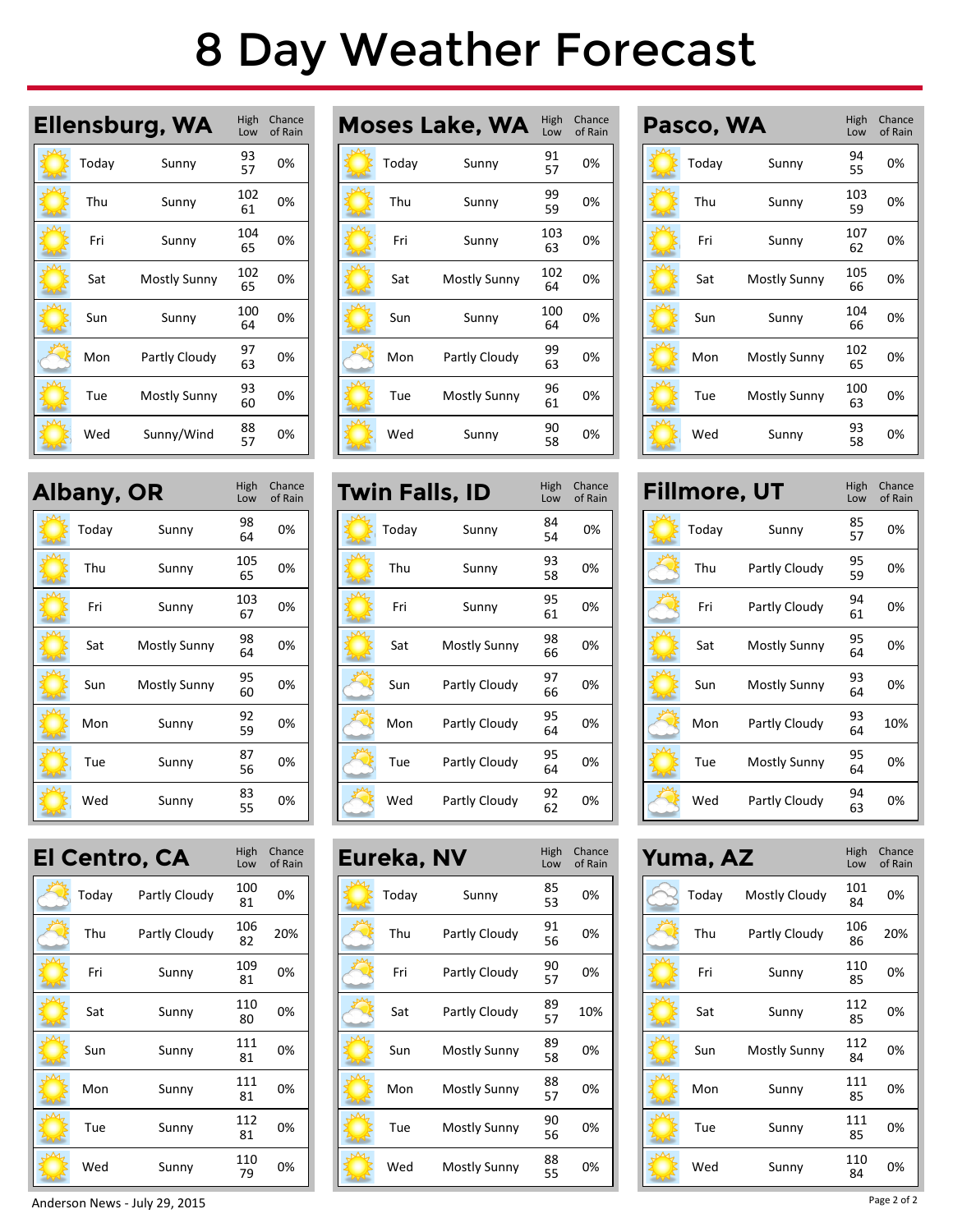# 8 Day Weather Forecast

## Ellensburg, WA

| | Forecast | High / Low | Chance of Rain |
|---|---|---|---|
| Today | Sunny | 93 / 57 | 0% |
| Thu | Sunny | 102 / 61 | 0% |
| Fri | Sunny | 104 / 65 | 0% |
| Sat | Mostly Sunny | 102 / 65 | 0% |
| Sun | Sunny | 100 / 64 | 0% |
| Mon | Partly Cloudy | 97 / 63 | 0% |
| Tue | Mostly Sunny | 93 / 60 | 0% |
| Wed | Sunny/Wind | 88 / 57 | 0% |

## Moses Lake, WA

| | Forecast | High / Low | Chance of Rain |
|---|---|---|---|
| Today | Sunny | 91 / 57 | 0% |
| Thu | Sunny | 99 / 59 | 0% |
| Fri | Sunny | 103 / 63 | 0% |
| Sat | Mostly Sunny | 102 / 64 | 0% |
| Sun | Sunny | 100 / 64 | 0% |
| Mon | Partly Cloudy | 99 / 63 | 0% |
| Tue | Mostly Sunny | 96 / 61 | 0% |
| Wed | Sunny | 90 / 58 | 0% |

## Pasco, WA

| | Forecast | High / Low | Chance of Rain |
|---|---|---|---|
| Today | Sunny | 94 / 55 | 0% |
| Thu | Sunny | 103 / 59 | 0% |
| Fri | Sunny | 107 / 62 | 0% |
| Sat | Mostly Sunny | 105 / 66 | 0% |
| Sun | Sunny | 104 / 66 | 0% |
| Mon | Mostly Sunny | 102 / 65 | 0% |
| Tue | Mostly Sunny | 100 / 63 | 0% |
| Wed | Sunny | 93 / 58 | 0% |

## Albany, OR

| | Forecast | High / Low | Chance of Rain |
|---|---|---|---|
| Today | Sunny | 98 / 64 | 0% |
| Thu | Sunny | 105 / 65 | 0% |
| Fri | Sunny | 103 / 67 | 0% |
| Sat | Mostly Sunny | 98 / 64 | 0% |
| Sun | Mostly Sunny | 95 / 60 | 0% |
| Mon | Sunny | 92 / 59 | 0% |
| Tue | Sunny | 87 / 56 | 0% |
| Wed | Sunny | 83 / 55 | 0% |

## Twin Falls, ID

| | Forecast | High / Low | Chance of Rain |
|---|---|---|---|
| Today | Sunny | 84 / 54 | 0% |
| Thu | Sunny | 93 / 58 | 0% |
| Fri | Sunny | 95 / 61 | 0% |
| Sat | Mostly Sunny | 98 / 66 | 0% |
| Sun | Partly Cloudy | 97 / 66 | 0% |
| Mon | Partly Cloudy | 95 / 64 | 0% |
| Tue | Partly Cloudy | 95 / 64 | 0% |
| Wed | Partly Cloudy | 92 / 62 | 0% |

## Fillmore, UT

| | Forecast | High / Low | Chance of Rain |
|---|---|---|---|
| Today | Sunny | 85 / 57 | 0% |
| Thu | Partly Cloudy | 95 / 59 | 0% |
| Fri | Partly Cloudy | 94 / 61 | 0% |
| Sat | Mostly Sunny | 95 / 64 | 0% |
| Sun | Mostly Sunny | 93 / 64 | 0% |
| Mon | Partly Cloudy | 93 / 64 | 10% |
| Tue | Mostly Sunny | 95 / 64 | 0% |
| Wed | Partly Cloudy | 94 / 63 | 0% |

## El Centro, CA

| | Forecast | High / Low | Chance of Rain |
|---|---|---|---|
| Today | Partly Cloudy | 100 / 81 | 0% |
| Thu | Partly Cloudy | 106 / 82 | 20% |
| Fri | Sunny | 109 / 81 | 0% |
| Sat | Sunny | 110 / 80 | 0% |
| Sun | Sunny | 111 / 81 | 0% |
| Mon | Sunny | 111 / 81 | 0% |
| Tue | Sunny | 112 / 81 | 0% |
| Wed | Sunny | 110 / 79 | 0% |

## Eureka, NV

| | Forecast | High / Low | Chance of Rain |
|---|---|---|---|
| Today | Sunny | 85 / 53 | 0% |
| Thu | Partly Cloudy | 91 / 56 | 0% |
| Fri | Partly Cloudy | 90 / 57 | 0% |
| Sat | Partly Cloudy | 89 / 57 | 10% |
| Sun | Mostly Sunny | 89 / 58 | 0% |
| Mon | Mostly Sunny | 88 / 57 | 0% |
| Tue | Mostly Sunny | 90 / 56 | 0% |
| Wed | Mostly Sunny | 88 / 55 | 0% |

## Yuma, AZ

| | Forecast | High / Low | Chance of Rain |
|---|---|---|---|
| Today | Mostly Cloudy | 101 / 84 | 0% |
| Thu | Partly Cloudy | 106 / 86 | 20% |
| Fri | Sunny | 110 / 85 | 0% |
| Sat | Sunny | 112 / 85 | 0% |
| Sun | Mostly Sunny | 112 / 84 | 0% |
| Mon | Sunny | 111 / 85 | 0% |
| Tue | Sunny | 111 / 85 | 0% |
| Wed | Sunny | 110 / 84 | 0% |

Anderson News - July 29, 2015